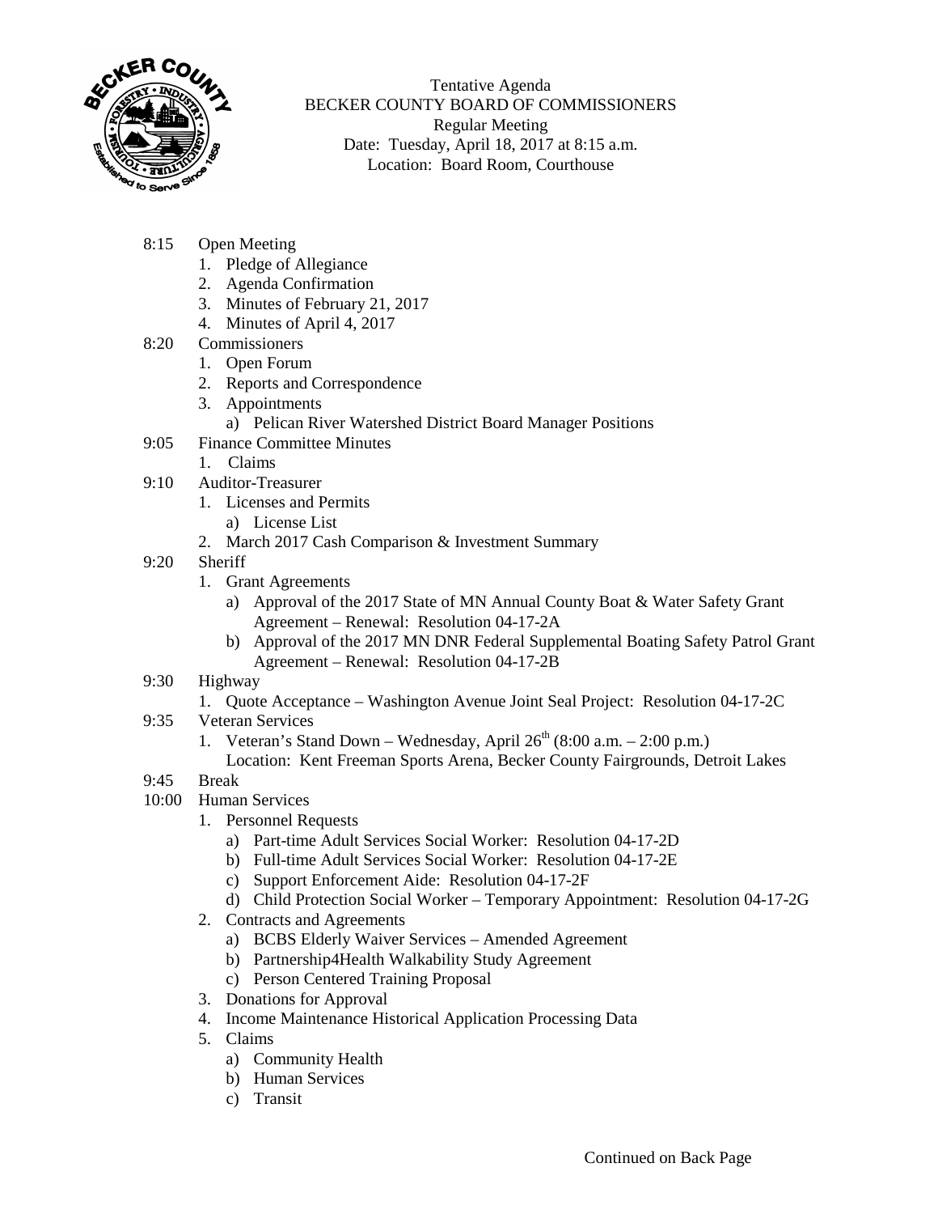Tentative Agenda
BECKER COUNTY BOARD OF COMMISSIONERS
Regular Meeting
Date: Tuesday, April 18, 2017 at 8:15 a.m.
Location: Board Room, Courthouse

8:15 Open Meeting
1. Pledge of Allegiance
2. Agenda Confirmation
3. Minutes of February 21, 2017
4. Minutes of April 4, 2017

8:20 Commissioners
1. Open Forum
2. Reports and Correspondence
3. Appointments
   a) Pelican River Watershed District Board Manager Positions

9:05 Finance Committee Minutes
1. Claims

9:10 Auditor-Treasurer
1. Licenses and Permits
   a) License List
2. March 2017 Cash Comparison & Investment Summary

9:20 Sheriff
1. Grant Agreements
   a) Approval of the 2017 State of MN Annual County Boat & Water Safety Grant Agreement – Renewal: Resolution 04-17-2A
   b) Approval of the 2017 MN DNR Federal Supplemental Boating Safety Patrol Grant Agreement – Renewal: Resolution 04-17-2B

9:30 Highway
1. Quote Acceptance – Washington Avenue Joint Seal Project: Resolution 04-17-2C

9:35 Veteran Services
1. Veteran's Stand Down – Wednesday, April 26th (8:00 a.m. – 2:00 p.m.)
   Location: Kent Freeman Sports Arena, Becker County Fairgrounds, Detroit Lakes

9:45 Break

10:00 Human Services
1. Personnel Requests
   a) Part-time Adult Services Social Worker: Resolution 04-17-2D
   b) Full-time Adult Services Social Worker: Resolution 04-17-2E
   c) Support Enforcement Aide: Resolution 04-17-2F
   d) Child Protection Social Worker – Temporary Appointment: Resolution 04-17-2G
2. Contracts and Agreements
   a) BCBS Elderly Waiver Services – Amended Agreement
   b) Partnership4Health Walkability Study Agreement
   c) Person Centered Training Proposal
3. Donations for Approval
4. Income Maintenance Historical Application Processing Data
5. Claims
   a) Community Health
   b) Human Services
   c) Transit

Continued on Back Page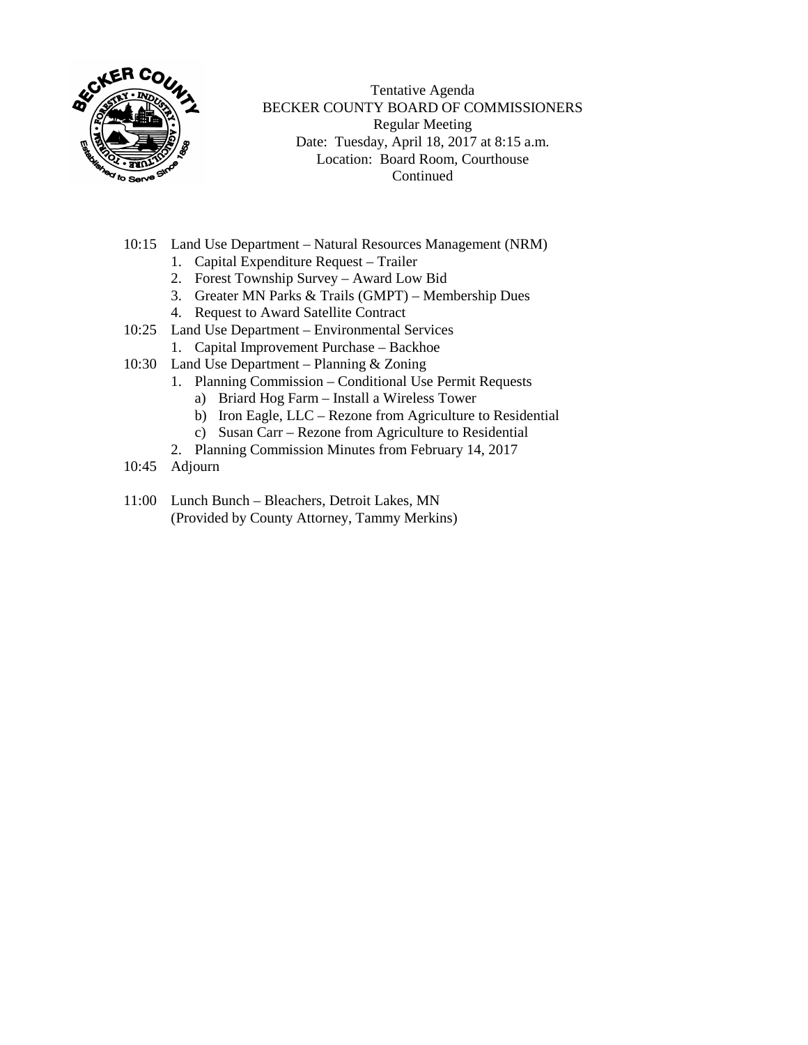Tentative Agenda
BECKER COUNTY BOARD OF COMMISSIONERS
Regular Meeting
Date: Tuesday, April 18, 2017 at 8:15 a.m.
Location: Board Room, Courthouse
Continued

10:15 Land Use Department – Natural Resources Management (NRM)
1. Capital Expenditure Request – Trailer
2. Forest Township Survey – Award Low Bid
3. Greater MN Parks & Trails (GMPT) – Membership Dues
4. Request to Award Satellite Contract

10:25 Land Use Department – Environmental Services
1. Capital Improvement Purchase – Backhoe

10:30 Land Use Department – Planning & Zoning
1. Planning Commission – Conditional Use Permit Requests
   a) Briard Hog Farm – Install a Wireless Tower
   b) Iron Eagle, LLC – Rezone from Agriculture to Residential
   c) Susan Carr – Rezone from Agriculture to Residential
2. Planning Commission Minutes from February 14, 2017

10:45 Adjourn

11:00 Lunch Bunch – Bleachers, Detroit Lakes, MN
(Provided by County Attorney, Tammy Merkins)